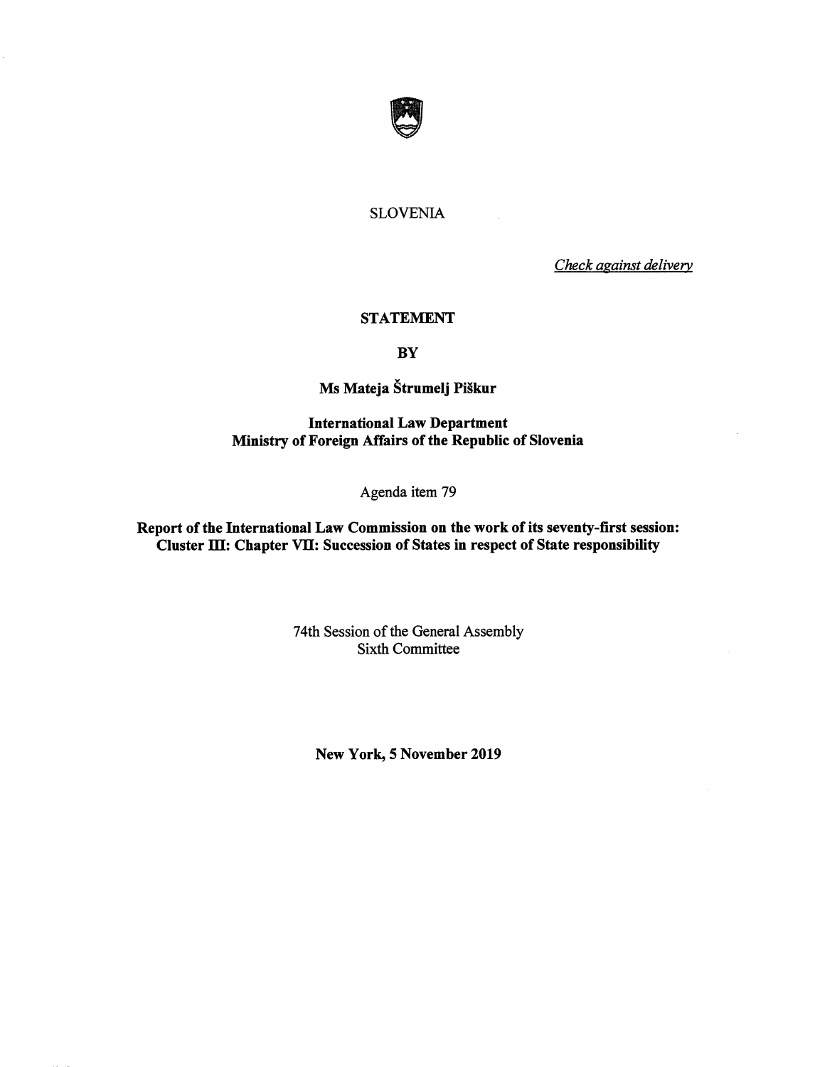SLOVENIA

*Check against delivery*

**STATEMENT**

**BY**

**Ms Mateja Štrumelj Piškur**

**International Law Department**
**Ministry of Foreign Affairs of the Republic of Slovenia**

Agenda item 79

**Report of the International Law Commission on the work of its seventy-first session:**
**Cluster III: Chapter VII: Succession of States in respect of State responsibility**

74th Session of the General Assembly
Sixth Committee

**New York, 5 November 2019**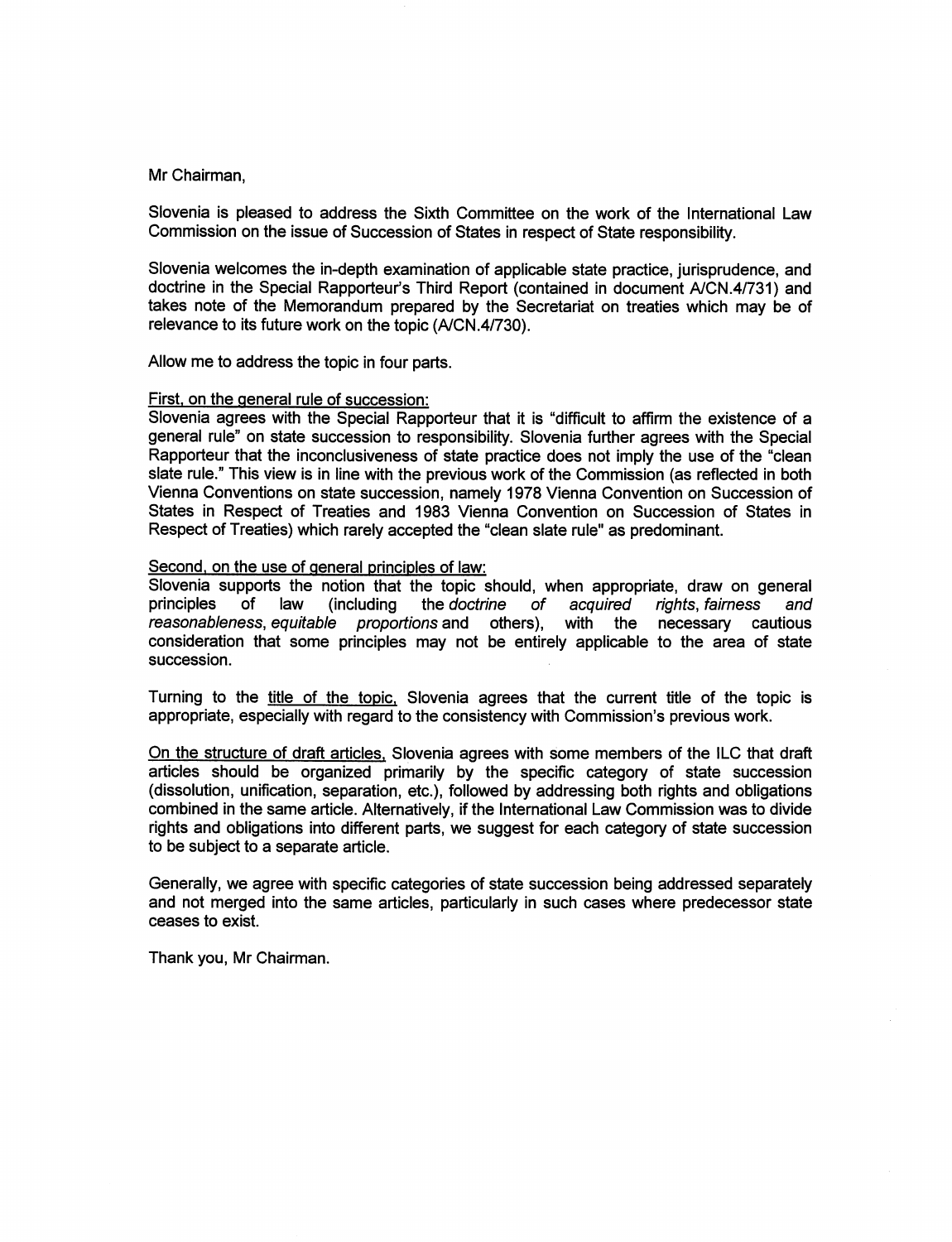Mr Chairman,

Slovenia is pleased to address the Sixth Committee on the work of the International Law Commission on the issue of Succession of States in respect of State responsibility.

Slovenia welcomes the in-depth examination of applicable state practice, jurisprudence, and doctrine in the Special Rapporteur's Third Report (contained in document A/CN.4/731) and takes note of the Memorandum prepared by the Secretariat on treaties which may be of relevance to its future work on the topic (A/CN.4/730).

Allow me to address the topic in four parts.

First, on the general rule of succession:
Slovenia agrees with the Special Rapporteur that it is "difficult to affirm the existence of a general rule" on state succession to responsibility. Slovenia further agrees with the Special Rapporteur that the inconclusiveness of state practice does not imply the use of the "clean slate rule." This view is in line with the previous work of the Commission (as reflected in both Vienna Conventions on state succession, namely 1978 Vienna Convention on Succession of States in Respect of Treaties and 1983 Vienna Convention on Succession of States in Respect of Treaties) which rarely accepted the "clean slate rule" as predominant.

Second, on the use of general principles of law:
Slovenia supports the notion that the topic should, when appropriate, draw on general principles of law (including the *doctrine of acquired rights*, *fairness and reasonableness*, *equitable proportions* and others), with the necessary cautious consideration that some principles may not be entirely applicable to the area of state succession.

Turning to the title of the topic, Slovenia agrees that the current title of the topic is appropriate, especially with regard to the consistency with Commission's previous work.

On the structure of draft articles, Slovenia agrees with some members of the ILC that draft articles should be organized primarily by the specific category of state succession (dissolution, unification, separation, etc.), followed by addressing both rights and obligations combined in the same article. Alternatively, if the International Law Commission was to divide rights and obligations into different parts, we suggest for each category of state succession to be subject to a separate article.

Generally, we agree with specific categories of state succession being addressed separately and not merged into the same articles, particularly in such cases where predecessor state ceases to exist.

Thank you, Mr Chairman.